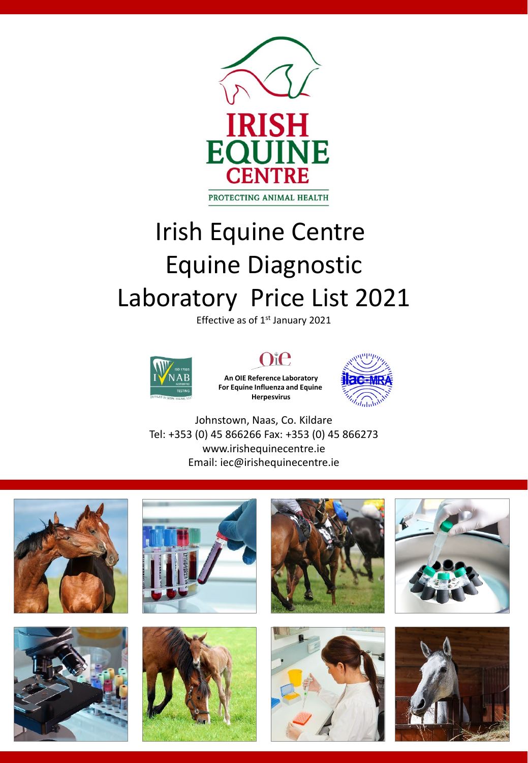IRISH EQUINE CENTRE

PROTECTING ANIMAL HEALTH

# Irish Equine Centre Equine Diagnostic Laboratory Price List 2021

Effective as of 1st January 2021

**An OIE Reference Laboratory For Equine Influenza and Equine Herpesvirus**

Johnstown, Naas, Co. Kildare

Tel: +353 (0) 45 866266 Fax: +353 (0) 45 866273

www.irishequinecentre.ie

Email: iec@irishequinecentre.ie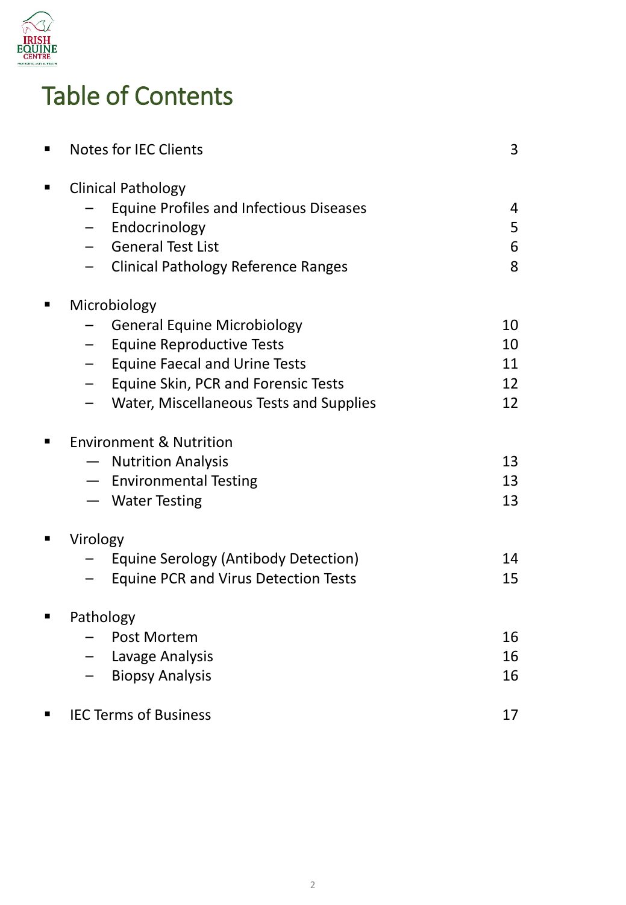# Table of Contents

- Notes for IEC Clients — 3
- Clinical Pathology
  - Equine Profiles and Infectious Diseases — 4
  - Endocrinology — 5
  - General Test List — 6
  - Clinical Pathology Reference Ranges — 8
- Microbiology
  - General Equine Microbiology — 10
  - Equine Reproductive Tests — 10
  - Equine Faecal and Urine Tests — 11
  - Equine Skin, PCR and Forensic Tests — 12
  - Water, Miscellaneous Tests and Supplies — 12
- Environment & Nutrition
  - Nutrition Analysis — 13
  - Environmental Testing — 13
  - Water Testing — 13
- Virology
  - Equine Serology (Antibody Detection) — 14
  - Equine PCR and Virus Detection Tests — 15
- Pathology
  - Post Mortem — 16
  - Lavage Analysis — 16
  - Biopsy Analysis — 16
- IEC Terms of Business — 17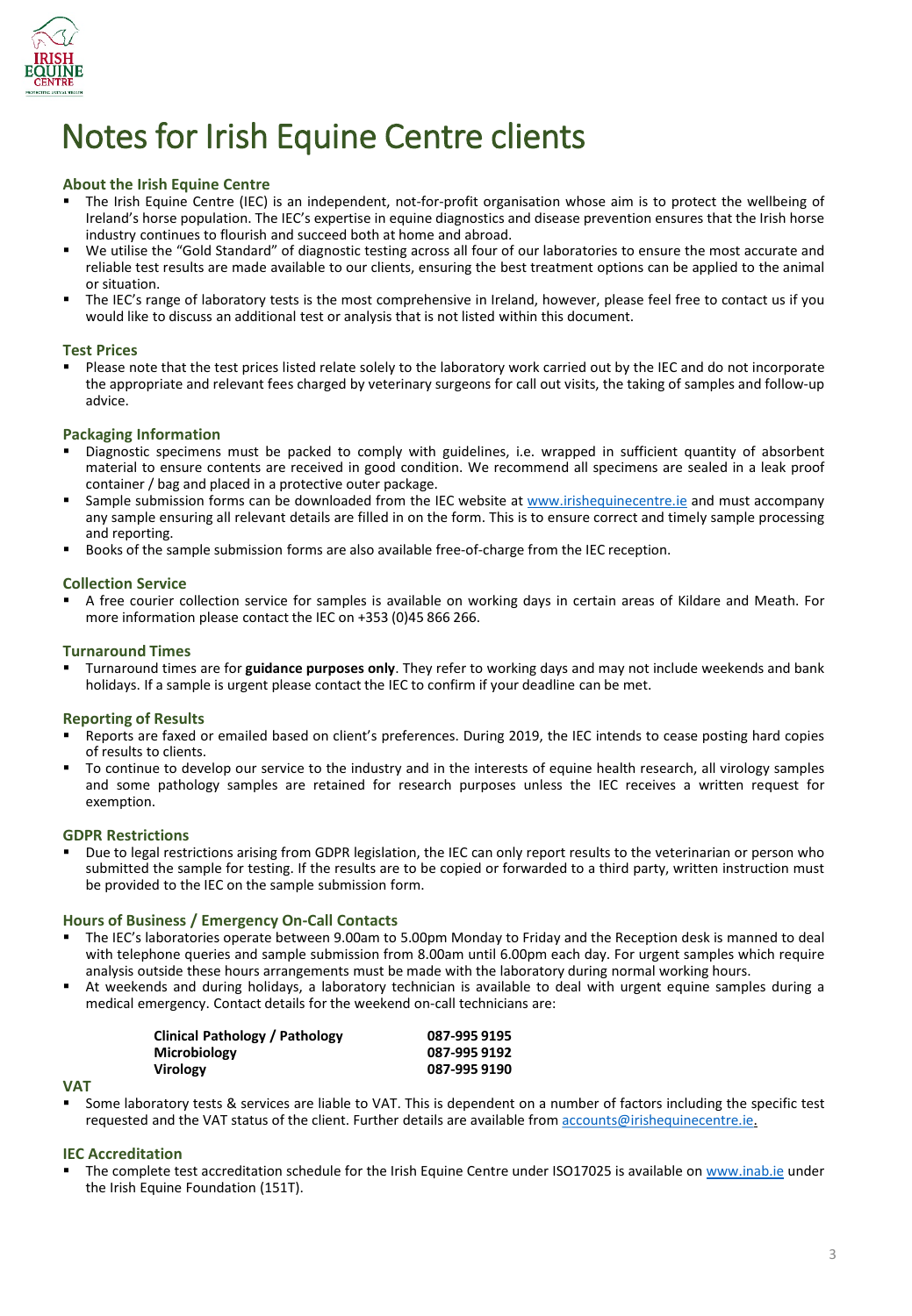# Notes for Irish Equine Centre clients

### About the Irish Equine Centre

- The Irish Equine Centre (IEC) is an independent, not-for-profit organisation whose aim is to protect the wellbeing of Ireland's horse population. The IEC's expertise in equine diagnostics and disease prevention ensures that the Irish horse industry continues to flourish and succeed both at home and abroad.
- We utilise the "Gold Standard" of diagnostic testing across all four of our laboratories to ensure the most accurate and reliable test results are made available to our clients, ensuring the best treatment options can be applied to the animal or situation.
- The IEC's range of laboratory tests is the most comprehensive in Ireland, however, please feel free to contact us if you would like to discuss an additional test or analysis that is not listed within this document.

### Test Prices

- Please note that the test prices listed relate solely to the laboratory work carried out by the IEC and do not incorporate the appropriate and relevant fees charged by veterinary surgeons for call out visits, the taking of samples and follow-up advice.

### Packaging Information

- Diagnostic specimens must be packed to comply with guidelines, i.e. wrapped in sufficient quantity of absorbent material to ensure contents are received in good condition. We recommend all specimens are sealed in a leak proof container / bag and placed in a protective outer package.
- Sample submission forms can be downloaded from the IEC website at www.irishequinecentre.ie and must accompany any sample ensuring all relevant details are filled in on the form. This is to ensure correct and timely sample processing and reporting.
- Books of the sample submission forms are also available free-of-charge from the IEC reception.

### Collection Service

- A free courier collection service for samples is available on working days in certain areas of Kildare and Meath. For more information please contact the IEC on +353 (0)45 866 266.

### Turnaround Times

- Turnaround times are for **guidance purposes only**. They refer to working days and may not include weekends and bank holidays. If a sample is urgent please contact the IEC to confirm if your deadline can be met.

### Reporting of Results

- Reports are faxed or emailed based on client's preferences. During 2019, the IEC intends to cease posting hard copies of results to clients.
- To continue to develop our service to the industry and in the interests of equine health research, all virology samples and some pathology samples are retained for research purposes unless the IEC receives a written request for exemption.

### GDPR Restrictions

- Due to legal restrictions arising from GDPR legislation, the IEC can only report results to the veterinarian or person who submitted the sample for testing. If the results are to be copied or forwarded to a third party, written instruction must be provided to the IEC on the sample submission form.

### Hours of Business / Emergency On-Call Contacts

- The IEC's laboratories operate between 9.00am to 5.00pm Monday to Friday and the Reception desk is manned to deal with telephone queries and sample submission from 8.00am until 6.00pm each day. For urgent samples which require analysis outside these hours arrangements must be made with the laboratory during normal working hours.
- At weekends and during holidays, a laboratory technician is available to deal with urgent equine samples during a medical emergency. Contact details for the weekend on-call technicians are:

| | |
|---|---|
| **Clinical Pathology / Pathology** | **087-995 9195** |
| **Microbiology** | **087-995 9192** |
| **Virology** | **087-995 9190** |

### VAT

- Some laboratory tests & services are liable to VAT. This is dependent on a number of factors including the specific test requested and the VAT status of the client. Further details are available from accounts@irishequinecentre.ie.

### IEC Accreditation

- The complete test accreditation schedule for the Irish Equine Centre under ISO17025 is available on www.inab.ie under the Irish Equine Foundation (151T).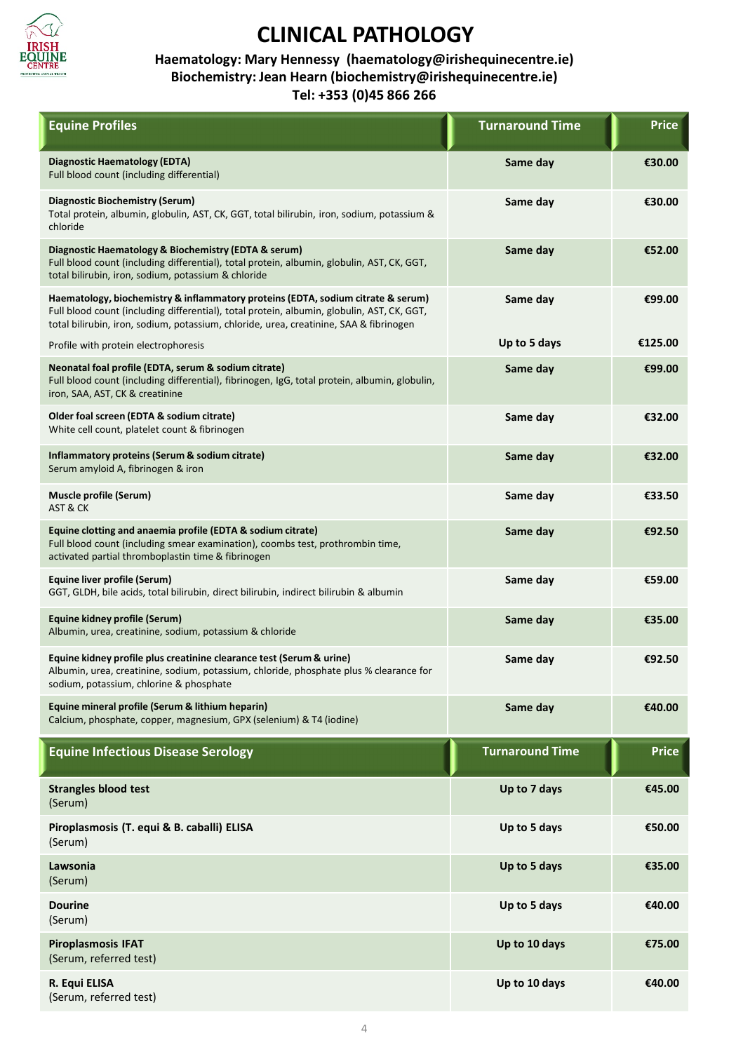# CLINICAL PATHOLOGY

**Haematology: Mary Hennessy (haematology@irishequinecentre.ie)**
**Biochemistry: Jean Hearn (biochemistry@irishequinecentre.ie)**
**Tel: +353 (0)45 866 266**

| Equine Profiles | Turnaround Time | Price |
|---|---|---|
| **Diagnostic Haematology (EDTA)**<br>Full blood count (including differential) | Same day | €30.00 |
| **Diagnostic Biochemistry (Serum)**<br>Total protein, albumin, globulin, AST, CK, GGT, total bilirubin, iron, sodium, potassium & chloride | Same day | €30.00 |
| **Diagnostic Haematology & Biochemistry (EDTA & serum)**<br>Full blood count (including differential), total protein, albumin, globulin, AST, CK, GGT, total bilirubin, iron, sodium, potassium & chloride | Same day | €52.00 |
| **Haematology, biochemistry & inflammatory proteins (EDTA, sodium citrate & serum)**<br>Full blood count (including differential), total protein, albumin, globulin, AST, CK, GGT, total bilirubin, iron, sodium, potassium, chloride, urea, creatinine, SAA & fibrinogen | Same day | €99.00 |
| Profile with protein electrophoresis | Up to 5 days | €125.00 |
| **Neonatal foal profile (EDTA, serum & sodium citrate)**<br>Full blood count (including differential), fibrinogen, IgG, total protein, albumin, globulin, iron, SAA, AST, CK & creatinine | Same day | €99.00 |
| **Older foal screen (EDTA & sodium citrate)**<br>White cell count, platelet count & fibrinogen | Same day | €32.00 |
| **Inflammatory proteins (Serum & sodium citrate)**<br>Serum amyloid A, fibrinogen & iron | Same day | €32.00 |
| **Muscle profile (Serum)**<br>AST & CK | Same day | €33.50 |
| **Equine clotting and anaemia profile (EDTA & sodium citrate)**<br>Full blood count (including smear examination), coombs test, prothrombin time, activated partial thromboplastin time & fibrinogen | Same day | €92.50 |
| **Equine liver profile (Serum)**<br>GGT, GLDH, bile acids, total bilirubin, direct bilirubin, indirect bilirubin & albumin | Same day | €59.00 |
| **Equine kidney profile (Serum)**<br>Albumin, urea, creatinine, sodium, potassium & chloride | Same day | €35.00 |
| **Equine kidney profile plus creatinine clearance test (Serum & urine)**<br>Albumin, urea, creatinine, sodium, potassium, chloride, phosphate plus % clearance for sodium, potassium, chlorine & phosphate | Same day | €92.50 |
| **Equine mineral profile (Serum & lithium heparin)**<br>Calcium, phosphate, copper, magnesium, GPX (selenium) & T4 (iodine) | Same day | €40.00 |

| Equine Infectious Disease Serology | Turnaround Time | Price |
|---|---|---|
| **Strangles blood test**<br>(Serum) | Up to 7 days | €45.00 |
| **Piroplasmosis (T. equi & B. caballi) ELISA**<br>(Serum) | Up to 5 days | €50.00 |
| **Lawsonia**<br>(Serum) | Up to 5 days | €35.00 |
| **Dourine**<br>(Serum) | Up to 5 days | €40.00 |
| **Piroplasmosis IFAT**<br>(Serum, referred test) | Up to 10 days | €75.00 |
| **R. Equi ELISA**<br>(Serum, referred test) | Up to 10 days | €40.00 |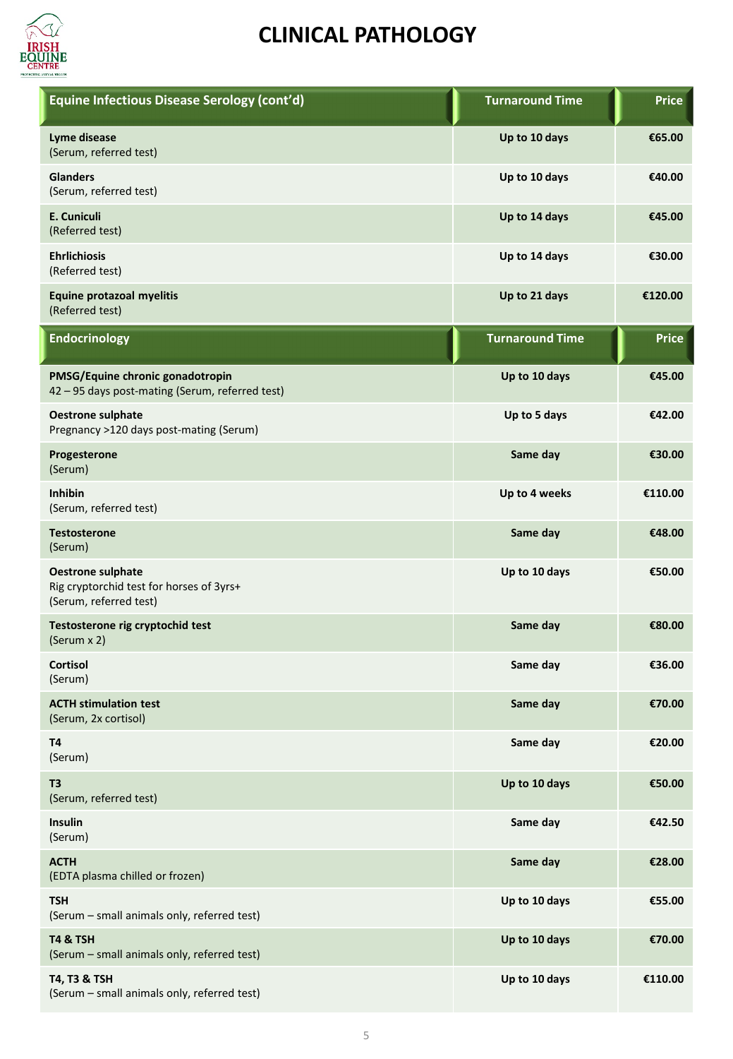# CLINICAL PATHOLOGY

| Equine Infectious Disease Serology (cont'd) | Turnaround Time | Price |
|---|---|---|
| **Lyme disease**<br>(Serum, referred test) | Up to 10 days | €65.00 |
| **Glanders**<br>(Serum, referred test) | Up to 10 days | €40.00 |
| **E. Cuniculi**<br>(Referred test) | Up to 14 days | €45.00 |
| **Ehrlichiosis**<br>(Referred test) | Up to 14 days | €30.00 |
| **Equine protazoal myelitis**<br>(Referred test) | Up to 21 days | €120.00 |

| Endocrinology | Turnaround Time | Price |
|---|---|---|
| **PMSG/Equine chronic gonadotropin**<br>42 – 95 days post-mating (Serum, referred test) | Up to 10 days | €45.00 |
| **Oestrone sulphate**<br>Pregnancy >120 days post-mating (Serum) | Up to 5 days | €42.00 |
| **Progesterone**<br>(Serum) | Same day | €30.00 |
| **Inhibin**<br>(Serum, referred test) | Up to 4 weeks | €110.00 |
| **Testosterone**<br>(Serum) | Same day | €48.00 |
| **Oestrone sulphate**<br>Rig cryptorchid test for horses of 3yrs+<br>(Serum, referred test) | Up to 10 days | €50.00 |
| **Testosterone rig cryptochid test**<br>(Serum x 2) | Same day | €80.00 |
| **Cortisol**<br>(Serum) | Same day | €36.00 |
| **ACTH stimulation test**<br>(Serum, 2x cortisol) | Same day | €70.00 |
| **T4**<br>(Serum) | Same day | €20.00 |
| **T3**<br>(Serum, referred test) | Up to 10 days | €50.00 |
| **Insulin**<br>(Serum) | Same day | €42.50 |
| **ACTH**<br>(EDTA plasma chilled or frozen) | Same day | €28.00 |
| **TSH**<br>(Serum – small animals only, referred test) | Up to 10 days | €55.00 |
| **T4 & TSH**<br>(Serum – small animals only, referred test) | Up to 10 days | €70.00 |
| **T4, T3 & TSH**<br>(Serum – small animals only, referred test) | Up to 10 days | €110.00 |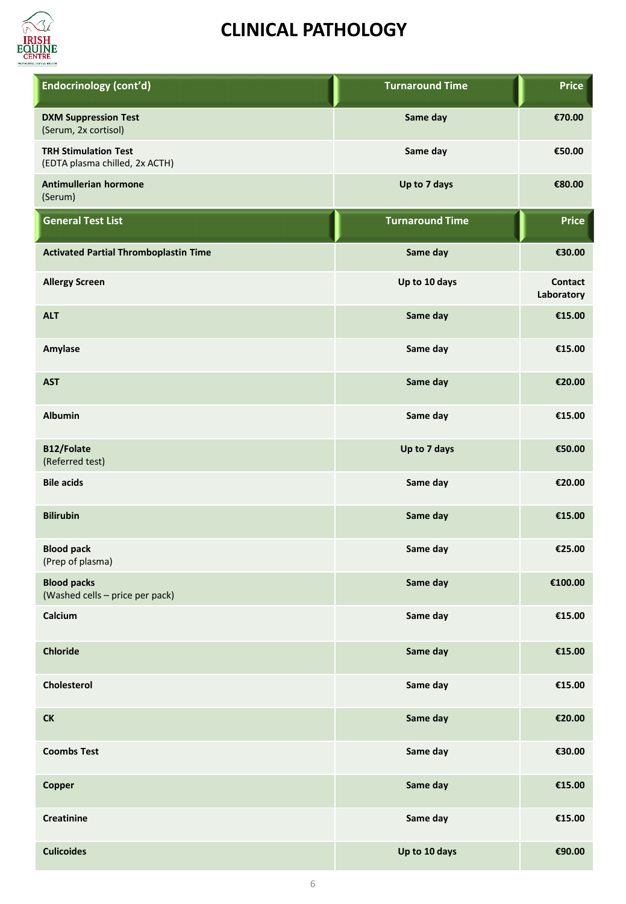# CLINICAL PATHOLOGY

| Endocrinology (cont'd) | Turnaround Time | Price |
|---|---|---|
| **DXM Suppression Test**<br>(Serum, 2x cortisol) | Same day | €70.00 |
| **TRH Stimulation Test**<br>(EDTA plasma chilled, 2x ACTH) | Same day | €50.00 |
| **Antimullerian hormone**<br>(Serum) | Up to 7 days | €80.00 |

| General Test List | Turnaround Time | Price |
|---|---|---|
| **Activated Partial Thromboplastin Time** | Same day | €30.00 |
| **Allergy Screen** | Up to 10 days | Contact Laboratory |
| **ALT** | Same day | €15.00 |
| **Amylase** | Same day | €15.00 |
| **AST** | Same day | €20.00 |
| **Albumin** | Same day | €15.00 |
| **B12/Folate**<br>(Referred test) | Up to 7 days | €50.00 |
| **Bile acids** | Same day | €20.00 |
| **Bilirubin** | Same day | €15.00 |
| **Blood pack**<br>(Prep of plasma) | Same day | €25.00 |
| **Blood packs**<br>(Washed cells – price per pack) | Same day | €100.00 |
| **Calcium** | Same day | €15.00 |
| **Chloride** | Same day | €15.00 |
| **Cholesterol** | Same day | €15.00 |
| **CK** | Same day | €20.00 |
| **Coombs Test** | Same day | €30.00 |
| **Copper** | Same day | €15.00 |
| **Creatinine** | Same day | €15.00 |
| **Culicoides** | Up to 10 days | €90.00 |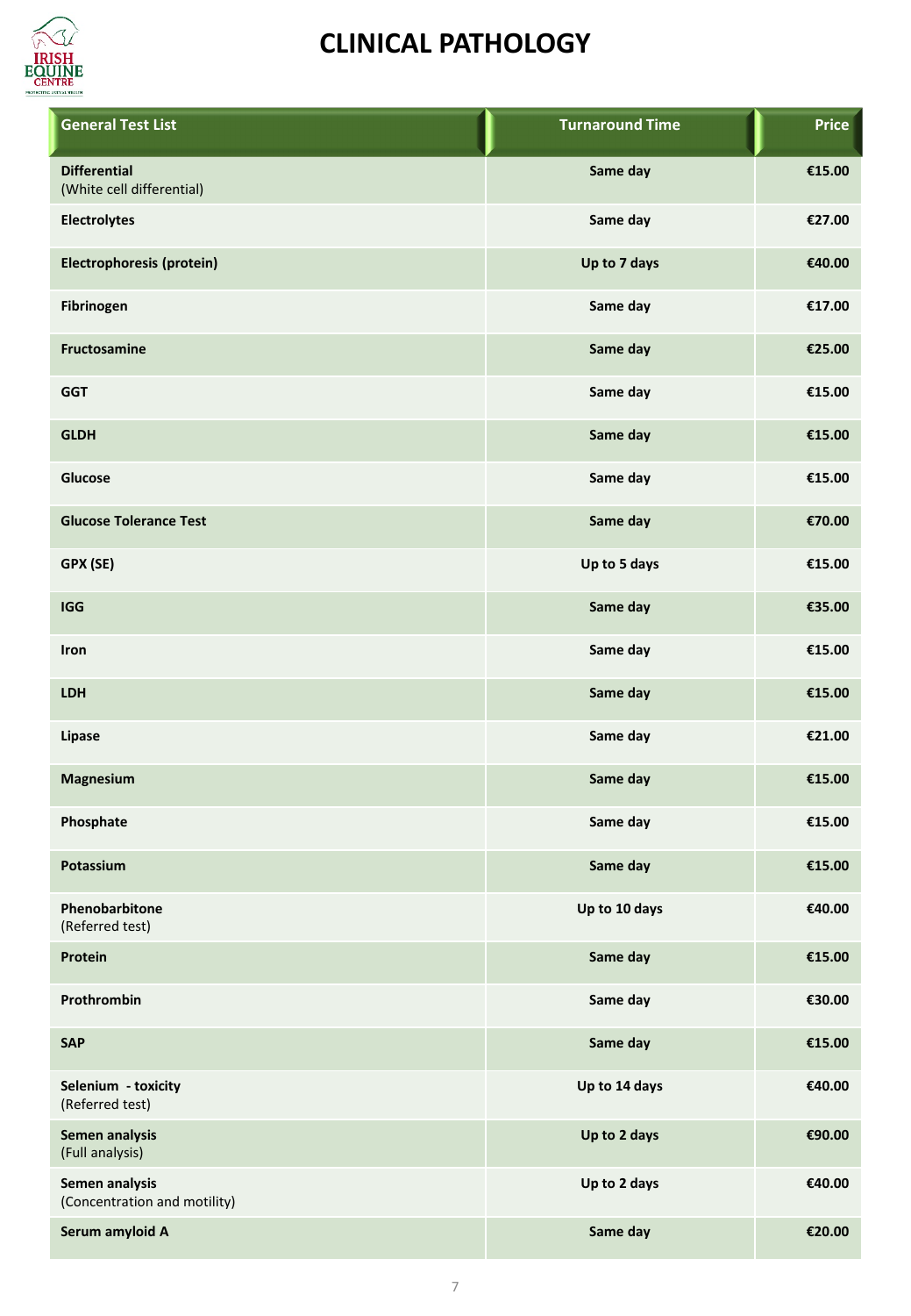# CLINICAL PATHOLOGY

| General Test List | Turnaround Time | Price |
|---|---|---|
| **Differential** (White cell differential) | Same day | €15.00 |
| **Electrolytes** | Same day | €27.00 |
| **Electrophoresis (protein)** | Up to 7 days | €40.00 |
| **Fibrinogen** | Same day | €17.00 |
| **Fructosamine** | Same day | €25.00 |
| **GGT** | Same day | €15.00 |
| **GLDH** | Same day | €15.00 |
| **Glucose** | Same day | €15.00 |
| **Glucose Tolerance Test** | Same day | €70.00 |
| **GPX (SE)** | Up to 5 days | €15.00 |
| **IGG** | Same day | €35.00 |
| **Iron** | Same day | €15.00 |
| **LDH** | Same day | €15.00 |
| **Lipase** | Same day | €21.00 |
| **Magnesium** | Same day | €15.00 |
| **Phosphate** | Same day | €15.00 |
| **Potassium** | Same day | €15.00 |
| **Phenobarbitone** (Referred test) | Up to 10 days | €40.00 |
| **Protein** | Same day | €15.00 |
| **Prothrombin** | Same day | €30.00 |
| **SAP** | Same day | €15.00 |
| **Selenium - toxicity** (Referred test) | Up to 14 days | €40.00 |
| **Semen analysis** (Full analysis) | Up to 2 days | €90.00 |
| **Semen analysis** (Concentration and motility) | Up to 2 days | €40.00 |
| **Serum amyloid A** | Same day | €20.00 |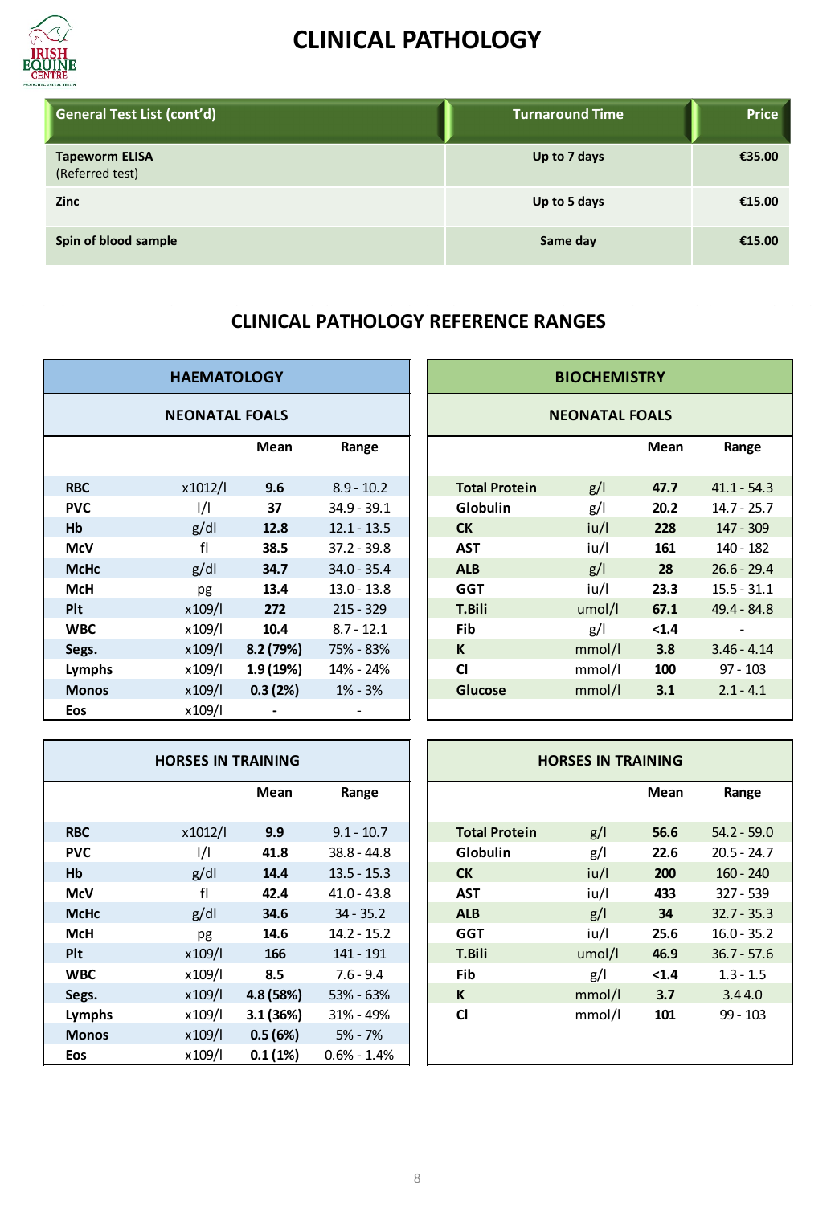# CLINICAL PATHOLOGY

| General Test List (cont'd) | Turnaround Time | Price |
|---|---|---|
| **Tapeworm ELISA** (Referred test) | Up to 7 days | €35.00 |
| **Zinc** | Up to 5 days | €15.00 |
| **Spin of blood sample** | Same day | €15.00 |

## CLINICAL PATHOLOGY REFERENCE RANGES

### HAEMATOLOGY

#### NEONATAL FOALS

| | | Mean | Range |
|---|---|---|---|
| **RBC** | x1012/l | **9.6** | 8.9 - 10.2 |
| **PVC** | l/l | **37** | 34.9 - 39.1 |
| **Hb** | g/dl | **12.8** | 12.1 - 13.5 |
| **McV** | fl | **38.5** | 37.2 - 39.8 |
| **McHc** | g/dl | **34.7** | 34.0 - 35.4 |
| **McH** | pg | **13.4** | 13.0 - 13.8 |
| **Plt** | x109/l | **272** | 215 - 329 |
| **WBC** | x109/l | **10.4** | 8.7 - 12.1 |
| **Segs.** | x109/l | **8.2 (79%)** | 75% - 83% |
| **Lymphs** | x109/l | **1.9 (19%)** | 14% - 24% |
| **Monos** | x109/l | **0.3 (2%)** | 1% - 3% |
| **Eos** | x109/l | **-** | - |

#### HORSES IN TRAINING

| | | Mean | Range |
|---|---|---|---|
| **RBC** | x1012/l | **9.9** | 9.1 - 10.7 |
| **PVC** | l/l | **41.8** | 38.8 - 44.8 |
| **Hb** | g/dl | **14.4** | 13.5 - 15.3 |
| **McV** | fl | **42.4** | 41.0 - 43.8 |
| **McHc** | g/dl | **34.6** | 34 - 35.2 |
| **McH** | pg | **14.6** | 14.2 - 15.2 |
| **Plt** | x109/l | **166** | 141 - 191 |
| **WBC** | x109/l | **8.5** | 7.6 - 9.4 |
| **Segs.** | x109/l | **4.8 (58%)** | 53% - 63% |
| **Lymphs** | x109/l | **3.1 (36%)** | 31% - 49% |
| **Monos** | x109/l | **0.5 (6%)** | 5% - 7% |
| **Eos** | x109/l | **0.1 (1%)** | 0.6% - 1.4% |

### BIOCHEMISTRY

#### NEONATAL FOALS

| | | Mean | Range |
|---|---|---|---|
| **Total Protein** | g/l | **47.7** | 41.1 - 54.3 |
| **Globulin** | g/l | **20.2** | 14.7 - 25.7 |
| **CK** | iu/l | **228** | 147 - 309 |
| **AST** | iu/l | **161** | 140 - 182 |
| **ALB** | g/l | **28** | 26.6 - 29.4 |
| **GGT** | iu/l | **23.3** | 15.5 - 31.1 |
| **T.Bili** | umol/l | **67.1** | 49.4 - 84.8 |
| **Fib** | g/l | **<1.4** | - |
| **K** | mmol/l | **3.8** | 3.46 - 4.14 |
| **Cl** | mmol/l | **100** | 97 - 103 |
| **Glucose** | mmol/l | **3.1** | 2.1 - 4.1 |

#### HORSES IN TRAINING

| | | Mean | Range |
|---|---|---|---|
| **Total Protein** | g/l | **56.6** | 54.2 - 59.0 |
| **Globulin** | g/l | **22.6** | 20.5 - 24.7 |
| **CK** | iu/l | **200** | 160 - 240 |
| **AST** | iu/l | **433** | 327 - 539 |
| **ALB** | g/l | **34** | 32.7 - 35.3 |
| **GGT** | iu/l | **25.6** | 16.0 - 35.2 |
| **T.Bili** | umol/l | **46.9** | 36.7 - 57.6 |
| **Fib** | g/l | **<1.4** | 1.3 - 1.5 |
| **K** | mmol/l | **3.7** | 3.4 4.0 |
| **Cl** | mmol/l | **101** | 99 - 103 |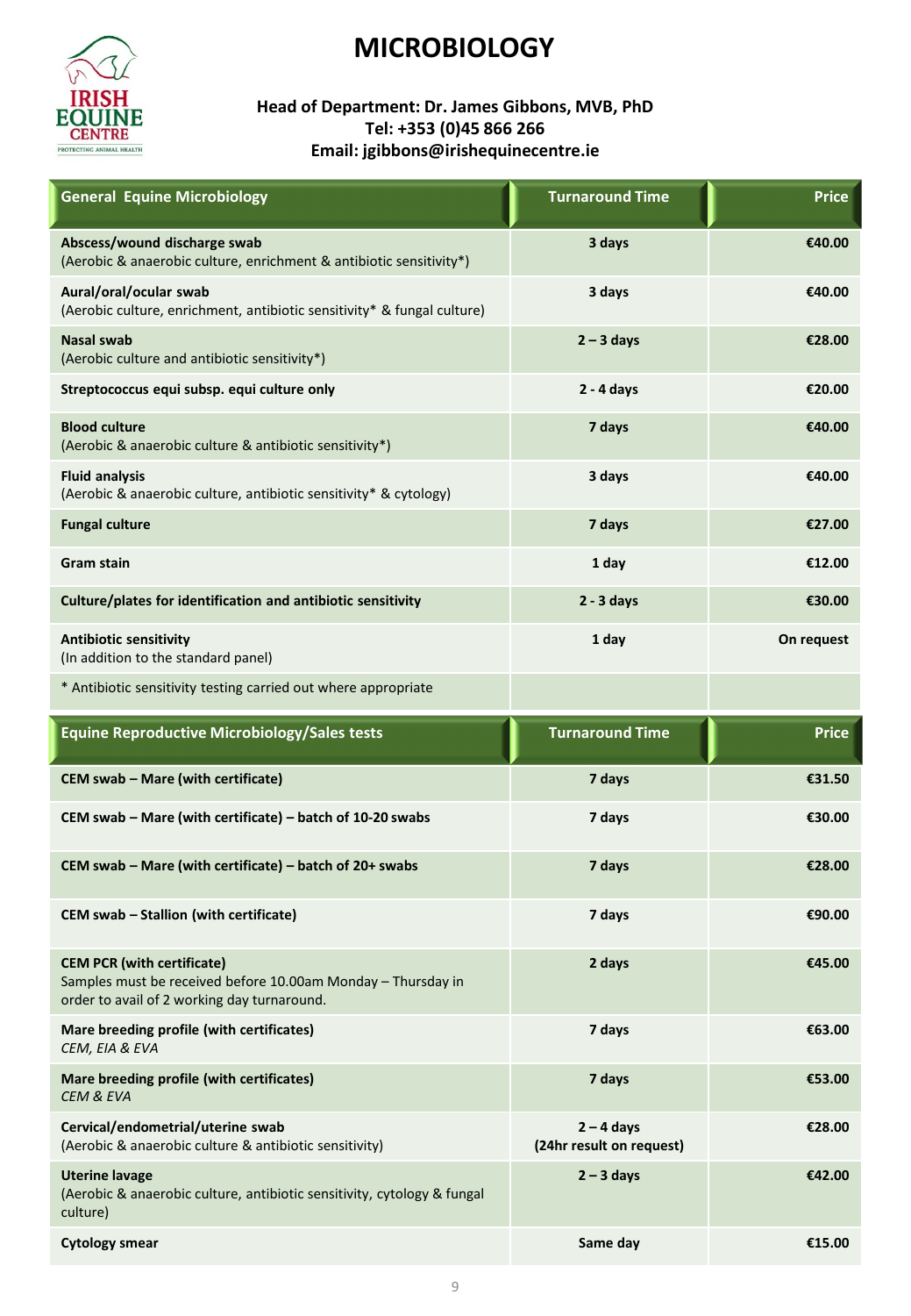# MICROBIOLOGY

**Head of Department: Dr. James Gibbons, MVB, PhD**
**Tel: +353 (0)45 866 266**
**Email: jgibbons@irishequinecentre.ie**

| General Equine Microbiology | Turnaround Time | Price |
|---|---|---|
| **Abscess/wound discharge swab**<br>(Aerobic & anaerobic culture, enrichment & antibiotic sensitivity*) | 3 days | €40.00 |
| **Aural/oral/ocular swab**<br>(Aerobic culture, enrichment, antibiotic sensitivity* & fungal culture) | 3 days | €40.00 |
| **Nasal swab**<br>(Aerobic culture and antibiotic sensitivity*) | 2 – 3 days | €28.00 |
| **Streptococcus equi subsp. equi culture only** | 2 - 4 days | €20.00 |
| **Blood culture**<br>(Aerobic & anaerobic culture & antibiotic sensitivity*) | 7 days | €40.00 |
| **Fluid analysis**<br>(Aerobic & anaerobic culture, antibiotic sensitivity* & cytology) | 3 days | €40.00 |
| **Fungal culture** | 7 days | €27.00 |
| **Gram stain** | 1 day | €12.00 |
| **Culture/plates for identification and antibiotic sensitivity** | 2 - 3 days | €30.00 |
| **Antibiotic sensitivity**<br>(In addition to the standard panel) | 1 day | On request |
| * Antibiotic sensitivity testing carried out where appropriate | | |

| Equine Reproductive Microbiology/Sales tests | Turnaround Time | Price |
|---|---|---|
| **CEM swab – Mare (with certificate)** | 7 days | €31.50 |
| **CEM swab – Mare (with certificate) – batch of 10-20 swabs** | 7 days | €30.00 |
| **CEM swab – Mare (with certificate) – batch of 20+ swabs** | 7 days | €28.00 |
| **CEM swab – Stallion (with certificate)** | 7 days | €90.00 |
| **CEM PCR (with certificate)**<br>Samples must be received before 10.00am Monday – Thursday in order to avail of 2 working day turnaround. | 2 days | €45.00 |
| **Mare breeding profile (with certificates)**<br>*CEM, EIA & EVA* | 7 days | €63.00 |
| **Mare breeding profile (with certificates)**<br>*CEM & EVA* | 7 days | €53.00 |
| **Cervical/endometrial/uterine swab**<br>(Aerobic & anaerobic culture & antibiotic sensitivity) | 2 – 4 days<br>(24hr result on request) | €28.00 |
| **Uterine lavage**<br>(Aerobic & anaerobic culture, antibiotic sensitivity, cytology & fungal culture) | 2 – 3 days | €42.00 |
| **Cytology smear** | Same day | €15.00 |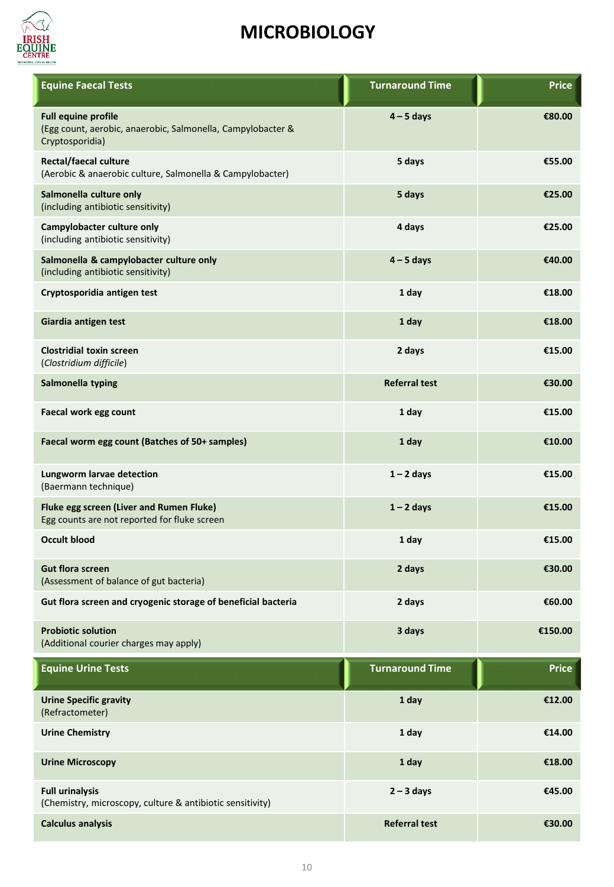# MICROBIOLOGY

| Equine Faecal Tests | Turnaround Time | Price |
|---|---|---|
| **Full equine profile**<br>(Egg count, aerobic, anaerobic, Salmonella, Campylobacter & Cryptosporidia) | **4 – 5 days** | **€80.00** |
| **Rectal/faecal culture**<br>(Aerobic & anaerobic culture, Salmonella & Campylobacter) | **5 days** | **€55.00** |
| **Salmonella culture only**<br>(including antibiotic sensitivity) | **5 days** | **€25.00** |
| **Campylobacter culture only**<br>(including antibiotic sensitivity) | **4 days** | **€25.00** |
| **Salmonella & campylobacter culture only**<br>(including antibiotic sensitivity) | **4 – 5 days** | **€40.00** |
| **Cryptosporidia antigen test** | **1 day** | **€18.00** |
| **Giardia antigen test** | **1 day** | **€18.00** |
| **Clostridial toxin screen**<br>(*Clostridium difficile*) | **2 days** | **€15.00** |
| **Salmonella typing** | **Referral test** | **€30.00** |
| **Faecal work egg count** | **1 day** | **€15.00** |
| **Faecal worm egg count (Batches of 50+ samples)** | **1 day** | **€10.00** |
| **Lungworm larvae detection**<br>(Baermann technique) | **1 – 2 days** | **€15.00** |
| **Fluke egg screen (Liver and Rumen Fluke)**<br>Egg counts are not reported for fluke screen | **1 – 2 days** | **€15.00** |
| **Occult blood** | **1 day** | **€15.00** |
| **Gut flora screen**<br>(Assessment of balance of gut bacteria) | **2 days** | **€30.00** |
| **Gut flora screen and cryogenic storage of beneficial bacteria** | **2 days** | **€60.00** |
| **Probiotic solution**<br>(Additional courier charges may apply) | **3 days** | **€150.00** |

| Equine Urine Tests | Turnaround Time | Price |
|---|---|---|
| **Urine Specific gravity**<br>(Refractometer) | **1 day** | **€12.00** |
| **Urine Chemistry** | **1 day** | **€14.00** |
| **Urine Microscopy** | **1 day** | **€18.00** |
| **Full urinalysis**<br>(Chemistry, microscopy, culture & antibiotic sensitivity) | **2 – 3 days** | **€45.00** |
| **Calculus analysis** | **Referral test** | **€30.00** |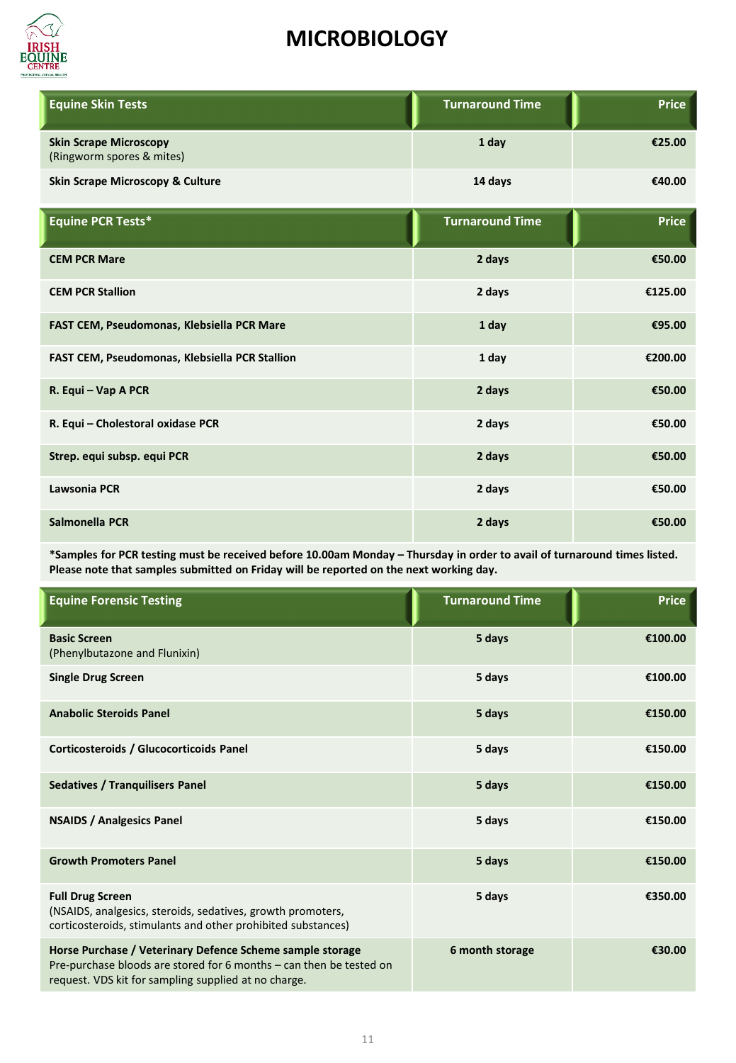# MICROBIOLOGY

| Equine Skin Tests | Turnaround Time | Price |
|---|---|---|
| **Skin Scrape Microscopy** (Ringworm spores & mites) | **1 day** | **€25.00** |
| **Skin Scrape Microscopy & Culture** | **14 days** | **€40.00** |

| Equine PCR Tests* | Turnaround Time | Price |
|---|---|---|
| **CEM PCR Mare** | **2 days** | **€50.00** |
| **CEM PCR Stallion** | **2 days** | **€125.00** |
| **FAST CEM, Pseudomonas, Klebsiella PCR Mare** | **1 day** | **€95.00** |
| **FAST CEM, Pseudomonas, Klebsiella PCR Stallion** | **1 day** | **€200.00** |
| **R. Equi – Vap A PCR** | **2 days** | **€50.00** |
| **R. Equi – Cholestoral oxidase PCR** | **2 days** | **€50.00** |
| **Strep. equi subsp. equi PCR** | **2 days** | **€50.00** |
| **Lawsonia PCR** | **2 days** | **€50.00** |
| **Salmonella PCR** | **2 days** | **€50.00** |

***Samples for PCR testing must be received before 10.00am Monday – Thursday in order to avail of turnaround times listed. Please note that samples submitted on Friday will be reported on the next working day.**

| Equine Forensic Testing | Turnaround Time | Price |
|---|---|---|
| **Basic Screen** (Phenylbutazone and Flunixin) | **5 days** | **€100.00** |
| **Single Drug Screen** | **5 days** | **€100.00** |
| **Anabolic Steroids Panel** | **5 days** | **€150.00** |
| **Corticosteroids / Glucocorticoids Panel** | **5 days** | **€150.00** |
| **Sedatives / Tranquilisers Panel** | **5 days** | **€150.00** |
| **NSAIDS / Analgesics Panel** | **5 days** | **€150.00** |
| **Growth Promoters Panel** | **5 days** | **€150.00** |
| **Full Drug Screen** (NSAIDS, analgesics, steroids, sedatives, growth promoters, corticosteroids, stimulants and other prohibited substances) | **5 days** | **€350.00** |
| **Horse Purchase / Veterinary Defence Scheme sample storage** Pre-purchase bloods are stored for 6 months – can then be tested on request. VDS kit for sampling supplied at no charge. | **6 month storage** | **€30.00** |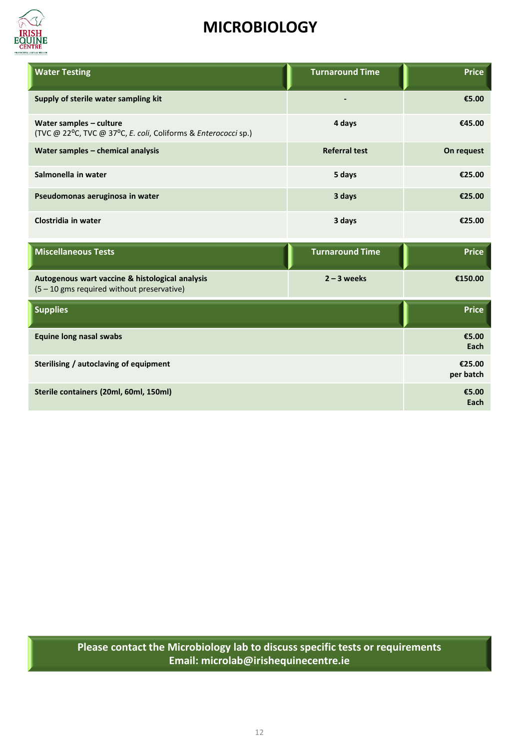# MICROBIOLOGY

| Water Testing | Turnaround Time | Price |
|---|---|---|
| **Supply of sterile water sampling kit** | - | €5.00 |
| **Water samples – culture**<br>(TVC @ 22°C, TVC @ 37°C, *E. coli*, Coliforms & *Enterococci* sp.) | 4 days | €45.00 |
| **Water samples – chemical analysis** | Referral test | On request |
| **Salmonella in water** | 5 days | €25.00 |
| **Pseudomonas aeruginosa in water** | 3 days | €25.00 |
| **Clostridia in water** | 3 days | €25.00 |

| Miscellaneous Tests | Turnaround Time | Price |
|---|---|---|
| **Autogenous wart vaccine & histological analysis**<br>(5 – 10 gms required without preservative) | 2 – 3 weeks | €150.00 |

| Supplies | Price |
|---|---|
| **Equine long nasal swabs** | €5.00 Each |
| **Sterilising / autoclaving of equipment** | €25.00 per batch |
| **Sterile containers (20ml, 60ml, 150ml)** | €5.00 Each |

**Please contact the Microbiology lab to discuss specific tests or requirements**
**Email: microlab@irishequinecentre.ie**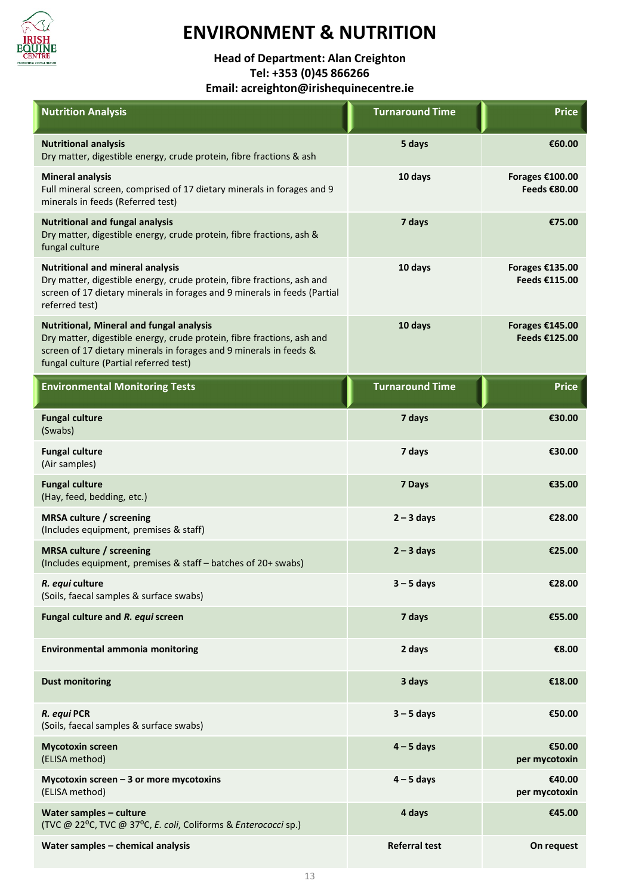# ENVIRONMENT & NUTRITION

### Head of Department: Alan Creighton
### Tel: +353 (0)45 866266
### Email: acreighton@irishequinecentre.ie

| Nutrition Analysis | Turnaround Time | Price |
|---|---|---|
| **Nutritional analysis**<br>Dry matter, digestible energy, crude protein, fibre fractions & ash | **5 days** | **€60.00** |
| **Mineral analysis**<br>Full mineral screen, comprised of 17 dietary minerals in forages and 9 minerals in feeds (Referred test) | **10 days** | **Forages €100.00**<br>**Feeds €80.00** |
| **Nutritional and fungal analysis**<br>Dry matter, digestible energy, crude protein, fibre fractions, ash & fungal culture | **7 days** | **€75.00** |
| **Nutritional and mineral analysis**<br>Dry matter, digestible energy, crude protein, fibre fractions, ash and screen of 17 dietary minerals in forages and 9 minerals in feeds (Partial referred test) | **10 days** | **Forages €135.00**<br>**Feeds €115.00** |
| **Nutritional, Mineral and fungal analysis**<br>Dry matter, digestible energy, crude protein, fibre fractions, ash and screen of 17 dietary minerals in forages and 9 minerals in feeds & fungal culture (Partial referred test) | **10 days** | **Forages €145.00**<br>**Feeds €125.00** |

| Environmental Monitoring Tests | Turnaround Time | Price |
|---|---|---|
| **Fungal culture**<br>(Swabs) | **7 days** | **€30.00** |
| **Fungal culture**<br>(Air samples) | **7 days** | **€30.00** |
| **Fungal culture**<br>(Hay, feed, bedding, etc.) | **7 Days** | **€35.00** |
| **MRSA culture / screening**<br>(Includes equipment, premises & staff) | **2 – 3 days** | **€28.00** |
| **MRSA culture / screening**<br>(Includes equipment, premises & staff – batches of 20+ swabs) | **2 – 3 days** | **€25.00** |
| ***R. equi* culture**<br>(Soils, faecal samples & surface swabs) | **3 – 5 days** | **€28.00** |
| **Fungal culture and *R. equi* screen** | **7 days** | **€55.00** |
| **Environmental ammonia monitoring** | **2 days** | **€8.00** |
| **Dust monitoring** | **3 days** | **€18.00** |
| ***R. equi* PCR**<br>(Soils, faecal samples & surface swabs) | **3 – 5 days** | **€50.00** |
| **Mycotoxin screen**<br>(ELISA method) | **4 – 5 days** | **€50.00**<br>**per mycotoxin** |
| **Mycotoxin screen – 3 or more mycotoxins**<br>(ELISA method) | **4 – 5 days** | **€40.00**<br>**per mycotoxin** |
| **Water samples – culture**<br>(TVC @ 22°C, TVC @ 37°C, *E. coli*, Coliforms & *Enterococci* sp.) | **4 days** | **€45.00** |
| **Water samples – chemical analysis** | **Referral test** | **On request** |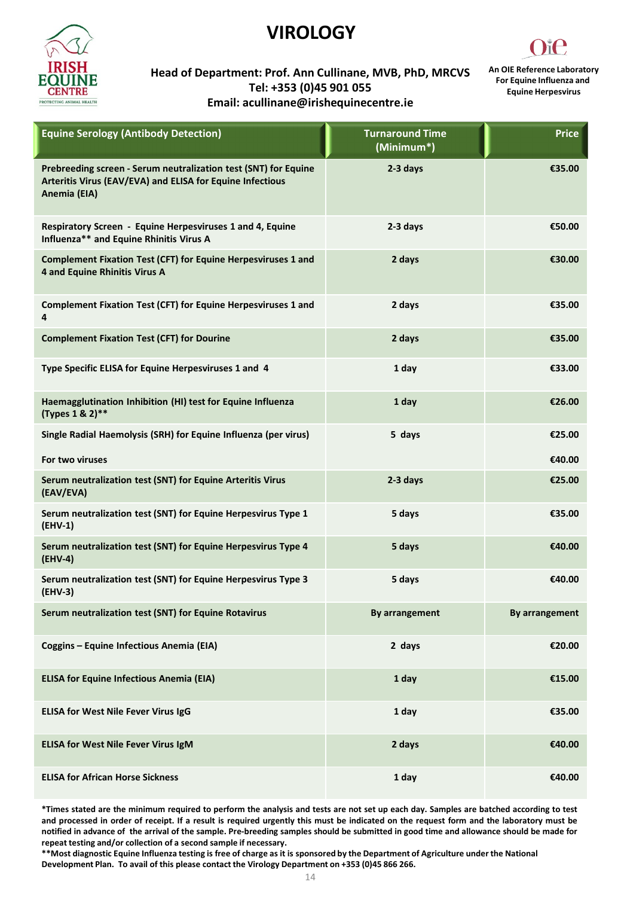# VIROLOGY

**Head of Department: Prof. Ann Cullinane, MVB, PhD, MRCVS**
**Tel: +353 (0)45 901 055**
**Email: acullinane@irishequinecentre.ie**

**An OIE Reference Laboratory For Equine Influenza and Equine Herpesvirus**

| Equine Serology (Antibody Detection) | Turnaround Time (Minimum*) | Price |
|---|---|---|
| Prebreeding screen - Serum neutralization test (SNT) for Equine Arteritis Virus (EAV/EVA) and ELISA for Equine Infectious Anemia (EIA) | 2-3 days | €35.00 |
| Respiratory Screen - Equine Herpesviruses 1 and 4, Equine Influenza** and Equine Rhinitis Virus A | 2-3 days | €50.00 |
| Complement Fixation Test (CFT) for Equine Herpesviruses 1 and 4 and Equine Rhinitis Virus A | 2 days | €30.00 |
| Complement Fixation Test (CFT) for Equine Herpesviruses 1 and 4 | 2 days | €35.00 |
| Complement Fixation Test (CFT) for Dourine | 2 days | €35.00 |
| Type Specific ELISA for Equine Herpesviruses 1 and 4 | 1 day | €33.00 |
| Haemagglutination Inhibition (HI) test for Equine Influenza (Types 1 & 2)** | 1 day | €26.00 |
| Single Radial Haemolysis (SRH) for Equine Influenza (per virus) | 5 days | €25.00 |
| For two viruses | | €40.00 |
| Serum neutralization test (SNT) for Equine Arteritis Virus (EAV/EVA) | 2-3 days | €25.00 |
| Serum neutralization test (SNT) for Equine Herpesvirus Type 1 (EHV-1) | 5 days | €35.00 |
| Serum neutralization test (SNT) for Equine Herpesvirus Type 4 (EHV-4) | 5 days | €40.00 |
| Serum neutralization test (SNT) for Equine Herpesvirus Type 3 (EHV-3) | 5 days | €40.00 |
| Serum neutralization test (SNT) for Equine Rotavirus | By arrangement | By arrangement |
| Coggins – Equine Infectious Anemia (EIA) | 2 days | €20.00 |
| ELISA for Equine Infectious Anemia (EIA) | 1 day | €15.00 |
| ELISA for West Nile Fever Virus IgG | 1 day | €35.00 |
| ELISA for West Nile Fever Virus IgM | 2 days | €40.00 |
| ELISA for African Horse Sickness | 1 day | €40.00 |

**\*Times stated are the minimum required to perform the analysis and tests are not set up each day. Samples are batched according to test and processed in order of receipt. If a result is required urgently this must be indicated on the request form and the laboratory must be notified in advance of the arrival of the sample. Pre-breeding samples should be submitted in good time and allowance should be made for repeat testing and/or collection of a second sample if necessary.**

**\*\*Most diagnostic Equine Influenza testing is free of charge as it is sponsored by the Department of Agriculture under the National Development Plan. To avail of this please contact the Virology Department on +353 (0)45 866 266.**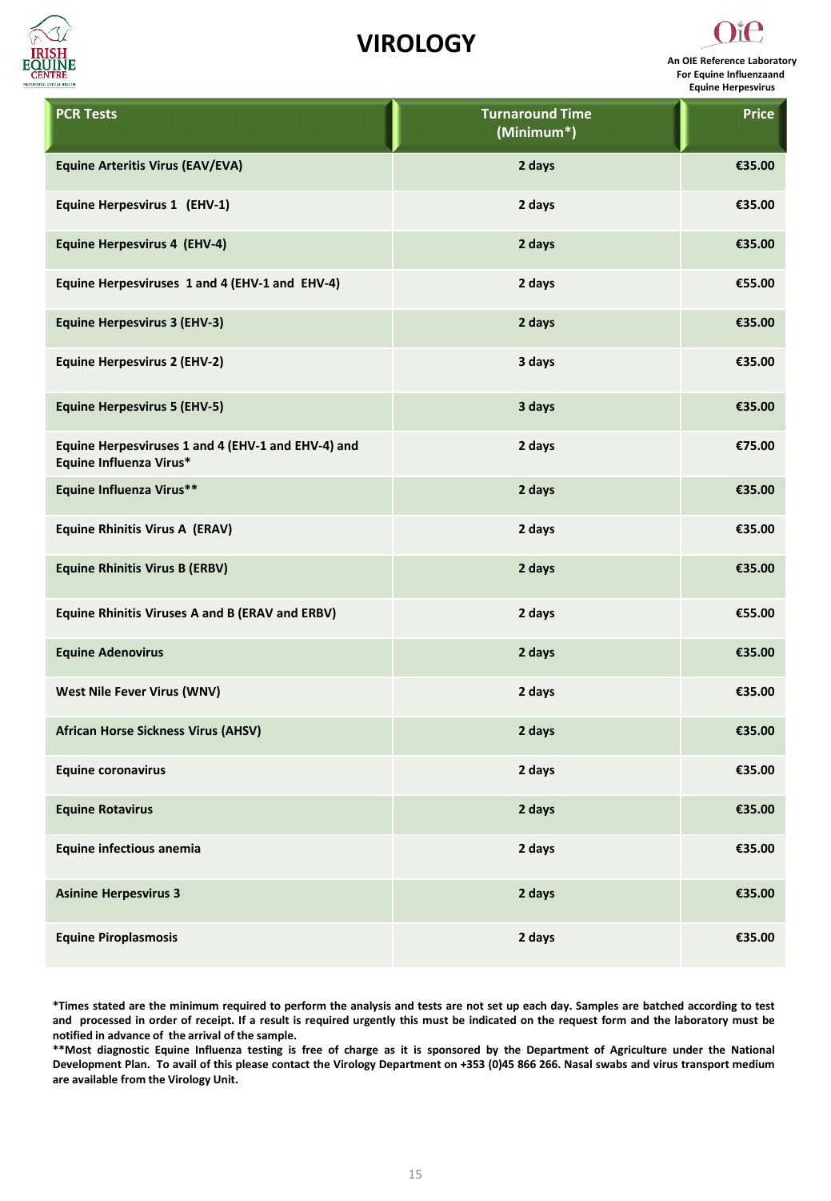# VIROLOGY

An OIE Reference Laboratory For Equine Influenzaand Equine Herpesvirus

| PCR Tests | Turnaround Time (Minimum*) | Price |
|---|---|---|
| Equine Arteritis Virus (EAV/EVA) | 2 days | €35.00 |
| Equine Herpesvirus 1 (EHV-1) | 2 days | €35.00 |
| Equine Herpesvirus 4 (EHV-4) | 2 days | €35.00 |
| Equine Herpesviruses 1 and 4 (EHV-1 and EHV-4) | 2 days | €55.00 |
| Equine Herpesvirus 3 (EHV-3) | 2 days | €35.00 |
| Equine Herpesvirus 2 (EHV-2) | 3 days | €35.00 |
| Equine Herpesvirus 5 (EHV-5) | 3 days | €35.00 |
| Equine Herpesviruses 1 and 4 (EHV-1 and EHV-4) and Equine Influenza Virus* | 2 days | €75.00 |
| Equine Influenza Virus** | 2 days | €35.00 |
| Equine Rhinitis Virus A (ERAV) | 2 days | €35.00 |
| Equine Rhinitis Virus B (ERBV) | 2 days | €35.00 |
| Equine Rhinitis Viruses A and B (ERAV and ERBV) | 2 days | €55.00 |
| Equine Adenovirus | 2 days | €35.00 |
| West Nile Fever Virus (WNV) | 2 days | €35.00 |
| African Horse Sickness Virus (AHSV) | 2 days | €35.00 |
| Equine coronavirus | 2 days | €35.00 |
| Equine Rotavirus | 2 days | €35.00 |
| Equine infectious anemia | 2 days | €35.00 |
| Asinine Herpesvirus 3 | 2 days | €35.00 |
| Equine Piroplasmosis | 2 days | €35.00 |

**\*Times stated are the minimum required to perform the analysis and tests are not set up each day. Samples are batched according to test and processed in order of receipt. If a result is required urgently this must be indicated on the request form and the laboratory must be notified in advance of the arrival of the sample.**

**\*\*Most diagnostic Equine Influenza testing is free of charge as it is sponsored by the Department of Agriculture under the National Development Plan. To avail of this please contact the Virology Department on +353 (0)45 866 266. Nasal swabs and virus transport medium are available from the Virology Unit.**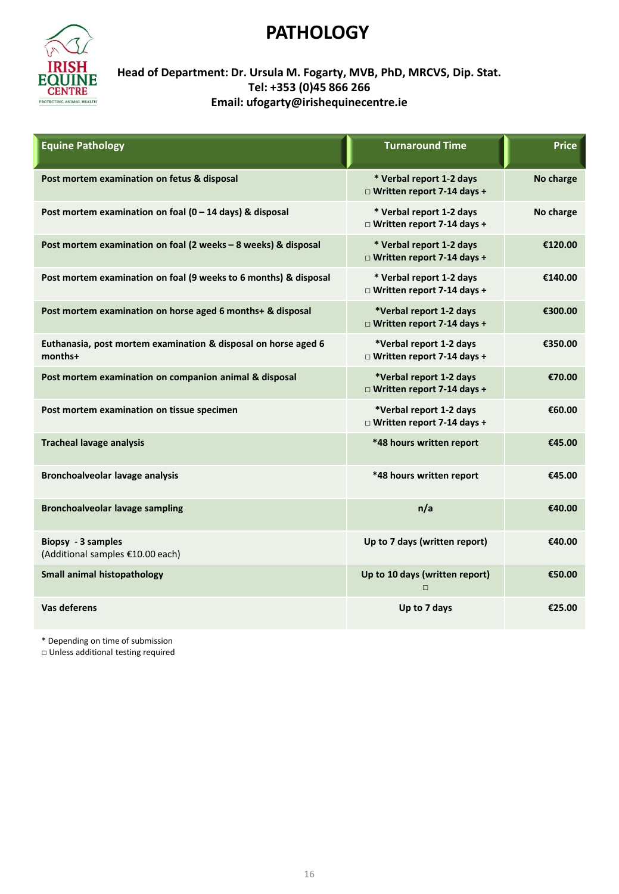# PATHOLOGY

**Head of Department: Dr. Ursula M. Fogarty, MVB, PhD, MRCVS, Dip. Stat.**
**Tel: +353 (0)45 866 266**
**Email: ufogarty@irishequinecentre.ie**

| Equine Pathology | Turnaround Time | Price |
|---|---|---|
| Post mortem examination on fetus & disposal | * Verbal report 1-2 days<br>□ Written report 7-14 days + | No charge |
| Post mortem examination on foal (0 – 14 days) & disposal | * Verbal report 1-2 days<br>□ Written report 7-14 days + | No charge |
| Post mortem examination on foal (2 weeks – 8 weeks) & disposal | * Verbal report 1-2 days<br>□ Written report 7-14 days + | €120.00 |
| Post mortem examination on foal (9 weeks to 6 months) & disposal | * Verbal report 1-2 days<br>□ Written report 7-14 days + | €140.00 |
| Post mortem examination on horse aged 6 months+ & disposal | *Verbal report 1-2 days<br>□ Written report 7-14 days + | €300.00 |
| Euthanasia, post mortem examination & disposal on horse aged 6 months+ | *Verbal report 1-2 days<br>□ Written report 7-14 days + | €350.00 |
| Post mortem examination on companion animal & disposal | *Verbal report 1-2 days<br>□ Written report 7-14 days + | €70.00 |
| Post mortem examination on tissue specimen | *Verbal report 1-2 days<br>□ Written report 7-14 days + | €60.00 |
| Tracheal lavage analysis | *48 hours written report | €45.00 |
| Bronchoalveolar lavage analysis | *48 hours written report | €45.00 |
| Bronchoalveolar lavage sampling | n/a | €40.00 |
| Biopsy - 3 samples<br>(Additional samples €10.00 each) | Up to 7 days (written report) | €40.00 |
| Small animal histopathology | Up to 10 days (written report)<br>□ | €50.00 |
| Vas deferens | Up to 7 days | €25.00 |

* Depending on time of submission
□ Unless additional testing required